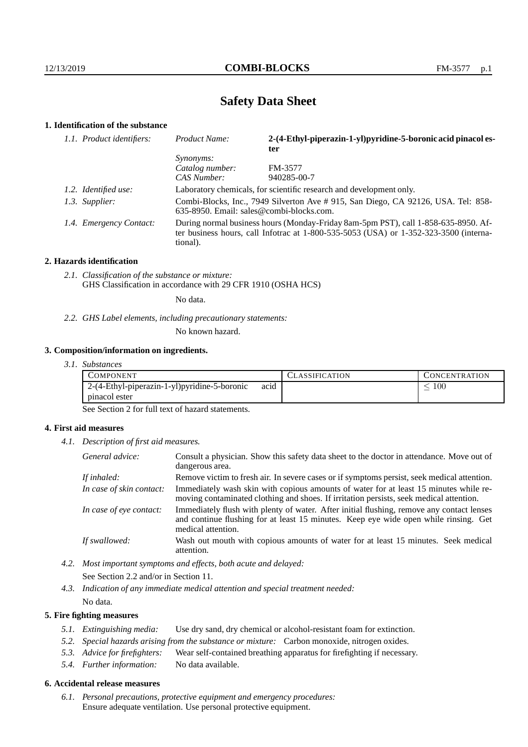# Safety Data Sheet

## 1. Identification of the substance

| 1.1. Product identifiers: | Product Name: | **2-(4-Ethyl-piperazin-1-yl)pyridine-5-boronic acid pinacol ester** |
|---|---|---|
| | Synonyms: | |
| | Catalog number: | FM-3577 |
| | CAS Number: | 940285-00-7 |

*1.2. Identified use:* Laboratory chemicals, for scientific research and development only.

*1.3. Supplier:* Combi-Blocks, Inc., 7949 Silverton Ave # 915, San Diego, CA 92126, USA. Tel: 858-635-8950. Email: sales@combi-blocks.com.

*1.4. Emergency Contact:* During normal business hours (Monday-Friday 8am-5pm PST), call 1-858-635-8950. After business hours, call Infotrac at 1-800-535-5053 (USA) or 1-352-323-3500 (international).

## 2. Hazards identification

*2.1. Classification of the substance or mixture:*
GHS Classification in accordance with 29 CFR 1910 (OSHA HCS)

No data.

*2.2. GHS Label elements, including precautionary statements:*

No known hazard.

## 3. Composition/information on ingredients.

*3.1. Substances*

| COMPONENT | CLASSIFICATION | CONCENTRATION |
|---|---|---|
| 2-(4-Ethyl-piperazin-1-yl)pyridine-5-boronic acid pinacol ester | | $\leq 100$ |

See Section 2 for full text of hazard statements.

## 4. First aid measures

*4.1. Description of first aid measures.*

*General advice:* Consult a physician. Show this safety data sheet to the doctor in attendance. Move out of dangerous area.

*If inhaled:* Remove victim to fresh air. In severe cases or if symptoms persist, seek medical attention.

*In case of skin contact:* Immediately wash skin with copious amounts of water for at least 15 minutes while removing contaminated clothing and shoes. If irritation persists, seek medical attention.

*In case of eye contact:* Immediately flush with plenty of water. After initial flushing, remove any contact lenses and continue flushing for at least 15 minutes. Keep eye wide open while rinsing. Get medical attention.

*If swallowed:* Wash out mouth with copious amounts of water for at least 15 minutes. Seek medical attention.

*4.2. Most important symptoms and effects, both acute and delayed:*

See Section 2.2 and/or in Section 11.

*4.3. Indication of any immediate medical attention and special treatment needed:*

No data.

## 5. Fire fighting measures

*5.1. Extinguishing media:* Use dry sand, dry chemical or alcohol-resistant foam for extinction.

*5.2. Special hazards arising from the substance or mixture:* Carbon monoxide, nitrogen oxides.

*5.3. Advice for firefighters:* Wear self-contained breathing apparatus for firefighting if necessary.

*5.4. Further information:* No data available.

## 6. Accidental release measures

*6.1. Personal precautions, protective equipment and emergency procedures:*
Ensure adequate ventilation. Use personal protective equipment.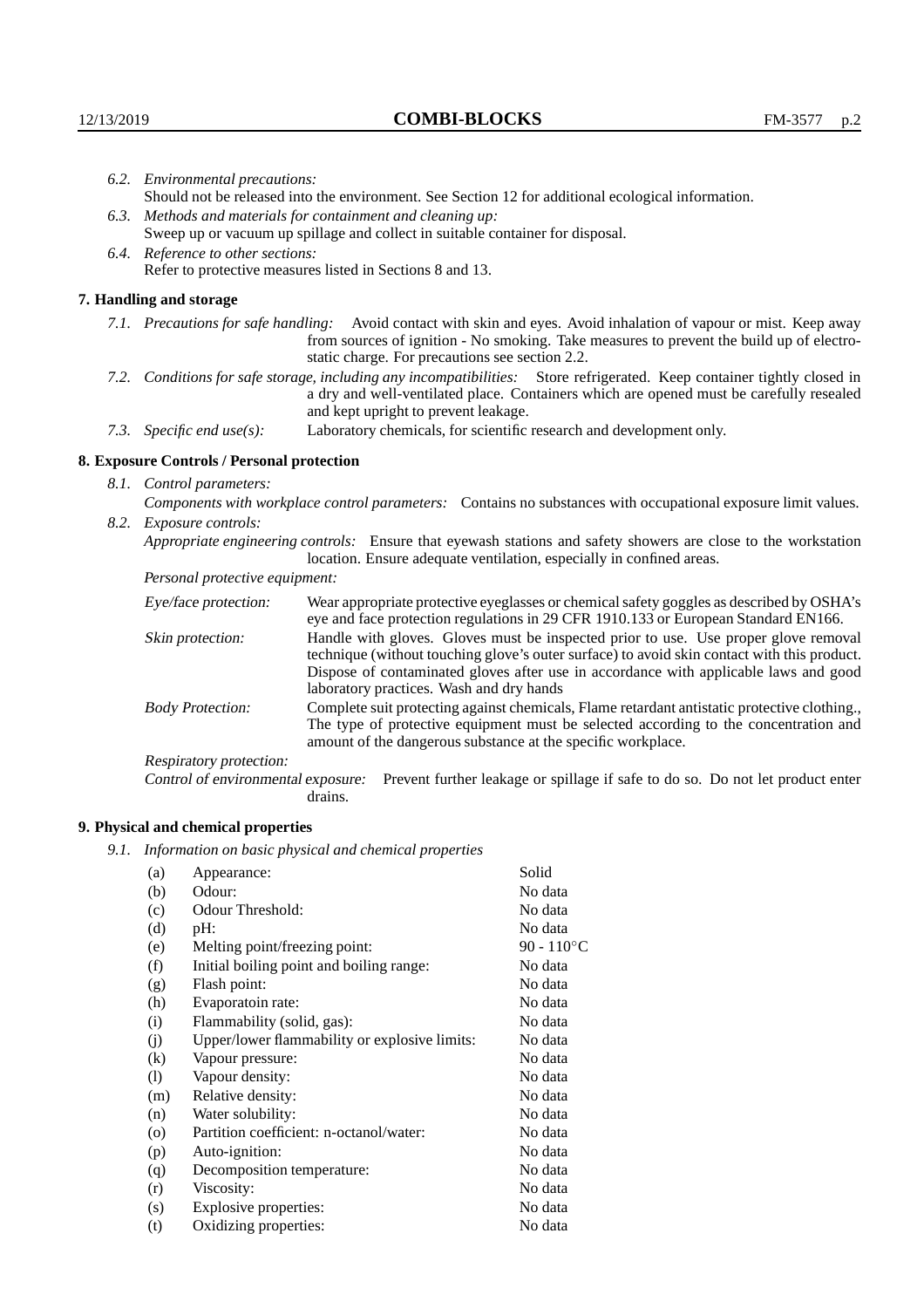*6.2. Environmental precautions:*
Should not be released into the environment. See Section 12 for additional ecological information.

*6.3. Methods and materials for containment and cleaning up:*
Sweep up or vacuum up spillage and collect in suitable container for disposal.

*6.4. Reference to other sections:*
Refer to protective measures listed in Sections 8 and 13.

## 7. Handling and storage

*7.1. Precautions for safe handling:* Avoid contact with skin and eyes. Avoid inhalation of vapour or mist. Keep away from sources of ignition - No smoking. Take measures to prevent the build up of electrostatic charge. For precautions see section 2.2.

*7.2. Conditions for safe storage, including any incompatibilities:* Store refrigerated. Keep container tightly closed in a dry and well-ventilated place. Containers which are opened must be carefully resealed and kept upright to prevent leakage.

*7.3. Specific end use(s):* Laboratory chemicals, for scientific research and development only.

## 8. Exposure Controls / Personal protection

*8.1. Control parameters:*
*Components with workplace control parameters:* Contains no substances with occupational exposure limit values.

*8.2. Exposure controls:*
*Appropriate engineering controls:* Ensure that eyewash stations and safety showers are close to the workstation location. Ensure adequate ventilation, especially in confined areas.

*Personal protective equipment:*

*Eye/face protection:* Wear appropriate protective eyeglasses or chemical safety goggles as described by OSHA's eye and face protection regulations in 29 CFR 1910.133 or European Standard EN166.

*Skin protection:* Handle with gloves. Gloves must be inspected prior to use. Use proper glove removal technique (without touching glove's outer surface) to avoid skin contact with this product. Dispose of contaminated gloves after use in accordance with applicable laws and good laboratory practices. Wash and dry hands

*Body Protection:* Complete suit protecting against chemicals, Flame retardant antistatic protective clothing., The type of protective equipment must be selected according to the concentration and amount of the dangerous substance at the specific workplace.

*Respiratory protection:*

*Control of environmental exposure:* Prevent further leakage or spillage if safe to do so. Do not let product enter drains.

## 9. Physical and chemical properties

*9.1. Information on basic physical and chemical properties*

| | | |
|---|---|---|
| (a) | Appearance: | Solid |
| (b) | Odour: | No data |
| (c) | Odour Threshold: | No data |
| (d) | pH: | No data |
| (e) | Melting point/freezing point: | 90 - 110°C |
| (f) | Initial boiling point and boiling range: | No data |
| (g) | Flash point: | No data |
| (h) | Evaporatoin rate: | No data |
| (i) | Flammability (solid, gas): | No data |
| (j) | Upper/lower flammability or explosive limits: | No data |
| (k) | Vapour pressure: | No data |
| (l) | Vapour density: | No data |
| (m) | Relative density: | No data |
| (n) | Water solubility: | No data |
| (o) | Partition coefficient: n-octanol/water: | No data |
| (p) | Auto-ignition: | No data |
| (q) | Decomposition temperature: | No data |
| (r) | Viscosity: | No data |
| (s) | Explosive properties: | No data |
| (t) | Oxidizing properties: | No data |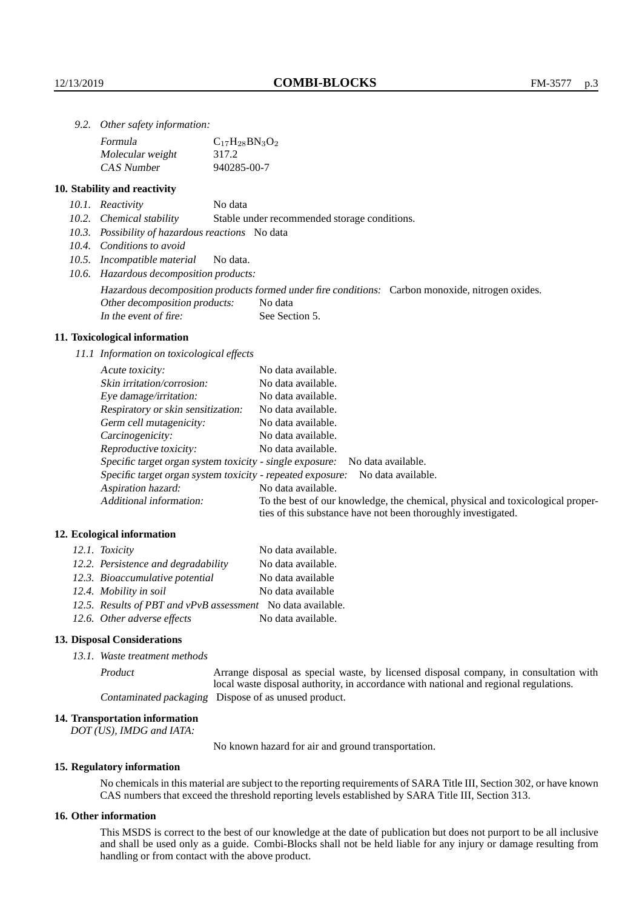*9.2. Other safety information:*

| | |
|---|---|
| *Formula* | $C_{17}H_{28}BN_3O_2$ |
| *Molecular weight* | 317.2 |
| *CAS Number* | 940285-00-7 |

### 10. Stability and reactivity

*10.1. Reactivity* No data

*10.2. Chemical stability* Stable under recommended storage conditions.

*10.3. Possibility of hazardous reactions* No data

*10.4. Conditions to avoid*

*10.5. Incompatible material* No data.

*10.6. Hazardous decomposition products:*

*Hazardous decomposition products formed under fire conditions:* Carbon monoxide, nitrogen oxides.

*Other decomposition products:* No data

*In the event of fire:* See Section 5.

### 11. Toxicological information

*11.1 Information on toxicological effects*

| | |
|---|---|
| *Acute toxicity:* | No data available. |
| *Skin irritation/corrosion:* | No data available. |
| *Eye damage/irritation:* | No data available. |
| *Respiratory or skin sensitization:* | No data available. |
| *Germ cell mutagenicity:* | No data available. |
| *Carcinogenicity:* | No data available. |
| *Reproductive toxicity:* | No data available. |
| *Specific target organ system toxicity - single exposure:* | No data available. |
| *Specific target organ system toxicity - repeated exposure:* | No data available. |
| *Aspiration hazard:* | No data available. |
| *Additional information:* | To the best of our knowledge, the chemical, physical and toxicological properties of this substance have not been thoroughly investigated. |

### 12. Ecological information

| | |
|---|---|
| *12.1. Toxicity* | No data available. |
| *12.2. Persistence and degradability* | No data available. |
| *12.3. Bioaccumulative potential* | No data available |
| *12.4. Mobility in soil* | No data available |
| *12.5. Results of PBT and vPvB assessment* | No data available. |
| *12.6. Other adverse effects* | No data available. |

### 13. Disposal Considerations

*13.1. Waste treatment methods*

*Product* Arrange disposal as special waste, by licensed disposal company, in consultation with local waste disposal authority, in accordance with national and regional regulations.

*Contaminated packaging* Dispose of as unused product.

### 14. Transportation information

*DOT (US), IMDG and IATA:*

No known hazard for air and ground transportation.

### 15. Regulatory information

No chemicals in this material are subject to the reporting requirements of SARA Title III, Section 302, or have known CAS numbers that exceed the threshold reporting levels established by SARA Title III, Section 313.

### 16. Other information

This MSDS is correct to the best of our knowledge at the date of publication but does not purport to be all inclusive and shall be used only as a guide. Combi-Blocks shall not be held liable for any injury or damage resulting from handling or from contact with the above product.